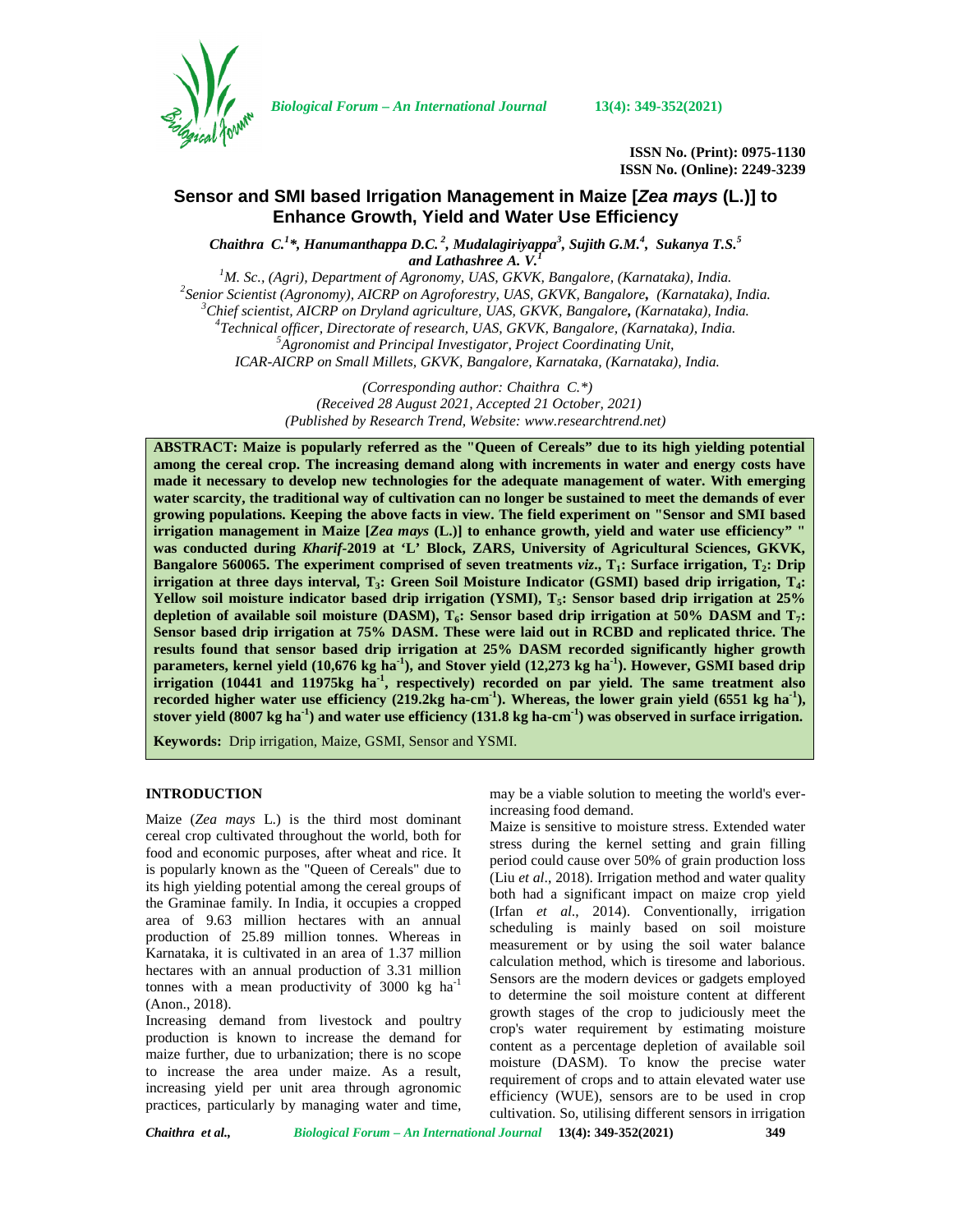# Sensor and SMI based Irrigation Management in Maize [*Zea mays* (L.)] to Enhance Growth, Yield and Water Use Efficiency

***Chaithra C.[1]\*, Hanumanthappa D.C.[2], Mudalagiriyappa[3], Sujith G.M.[4], Sukanya T.S.[5] and Lathashree A. V.[1]***

[1]M. Sc., (Agri), Department of Agronomy, UAS, GKVK, Bangalore, (Karnataka), India.
[2]Senior Scientist (Agronomy), AICRP on Agroforestry, UAS, GKVK, Bangalore, (Karnataka), India.
[3]Chief scientist, AICRP on Dryland agriculture, UAS, GKVK, Bangalore, (Karnataka), India.
[4]Technical officer, Directorate of research, UAS, GKVK, Bangalore, (Karnataka), India.
[5]Agronomist and Principal Investigator, Project Coordinating Unit, ICAR-AICRP on Small Millets, GKVK, Bangalore, Karnataka, (Karnataka), India.

*(Corresponding author: Chaithra C.\*)*
*(Received 28 August 2021, Accepted 21 October, 2021)*
*(Published by Research Trend, Website: www.researchtrend.net)*

**ABSTRACT: Maize is popularly referred as the "Queen of Cereals" due to its high yielding potential among the cereal crop. The increasing demand along with increments in water and energy costs have made it necessary to develop new technologies for the adequate management of water. With emerging water scarcity, the traditional way of cultivation can no longer be sustained to meet the demands of ever growing populations. Keeping the above facts in view. The field experiment on "Sensor and SMI based irrigation management in Maize [*Zea mays* (L.)] to enhance growth, yield and water use efficiency" " was conducted during *Kharif*-2019 at 'L' Block, ZARS, University of Agricultural Sciences, GKVK, Bangalore 560065. The experiment comprised of seven treatments *viz*., $T_1$: Surface irrigation, $T_2$: Drip irrigation at three days interval, $T_3$: Green Soil Moisture Indicator (GSMI) based drip irrigation, $T_4$: Yellow soil moisture indicator based drip irrigation (YSMI), $T_5$: Sensor based drip irrigation at 25% depletion of available soil moisture (DASM), $T_6$: Sensor based drip irrigation at 50% DASM and $T_7$: Sensor based drip irrigation at 75% DASM. These were laid out in RCBD and replicated thrice. The results found that sensor based drip irrigation at 25% DASM recorded significantly higher growth parameters, kernel yield (10,676 kg ha$^{-1}$), and Stover yield (12,273 kg ha$^{-1}$). However, GSMI based drip irrigation (10441 and 11975kg ha$^{-1}$, respectively) recorded on par yield. The same treatment also recorded higher water use efficiency (219.2kg ha-cm$^{-1}$). Whereas, the lower grain yield (6551 kg ha$^{-1}$), stover yield (8007 kg ha$^{-1}$) and water use efficiency (131.8 kg ha-cm$^{-1}$) was observed in surface irrigation.**

**Keywords:** Drip irrigation, Maize, GSMI, Sensor and YSMI.

## INTRODUCTION

Maize (*Zea mays* L.) is the third most dominant cereal crop cultivated throughout the world, both for food and economic purposes, after wheat and rice. It is popularly known as the "Queen of Cereals" due to its high yielding potential among the cereal groups of the Graminae family. In India, it occupies a cropped area of 9.63 million hectares with an annual production of 25.89 million tonnes. Whereas in Karnataka, it is cultivated in an area of 1.37 million hectares with an annual production of 3.31 million tonnes with a mean productivity of 3000 kg ha$^{-1}$ (Anon., 2018).

Increasing demand from livestock and poultry production is known to increase the demand for maize further, due to urbanization; there is no scope to increase the area under maize. As a result, increasing yield per unit area through agronomic practices, particularly by managing water and time, may be a viable solution to meeting the world's ever-increasing food demand.

Maize is sensitive to moisture stress. Extended water stress during the kernel setting and grain filling period could cause over 50% of grain production loss (Liu *et al*., 2018). Irrigation method and water quality both had a significant impact on maize crop yield (Irfan *et al*., 2014). Conventionally, irrigation scheduling is mainly based on soil moisture measurement or by using the soil water balance calculation method, which is tiresome and laborious. Sensors are the modern devices or gadgets employed to determine the soil moisture content at different growth stages of the crop to judiciously meet the crop's water requirement by estimating moisture content as a percentage depletion of available soil moisture (DASM). To know the precise water requirement of crops and to attain elevated water use efficiency (WUE), sensors are to be used in crop cultivation. So, utilising different sensors in irrigation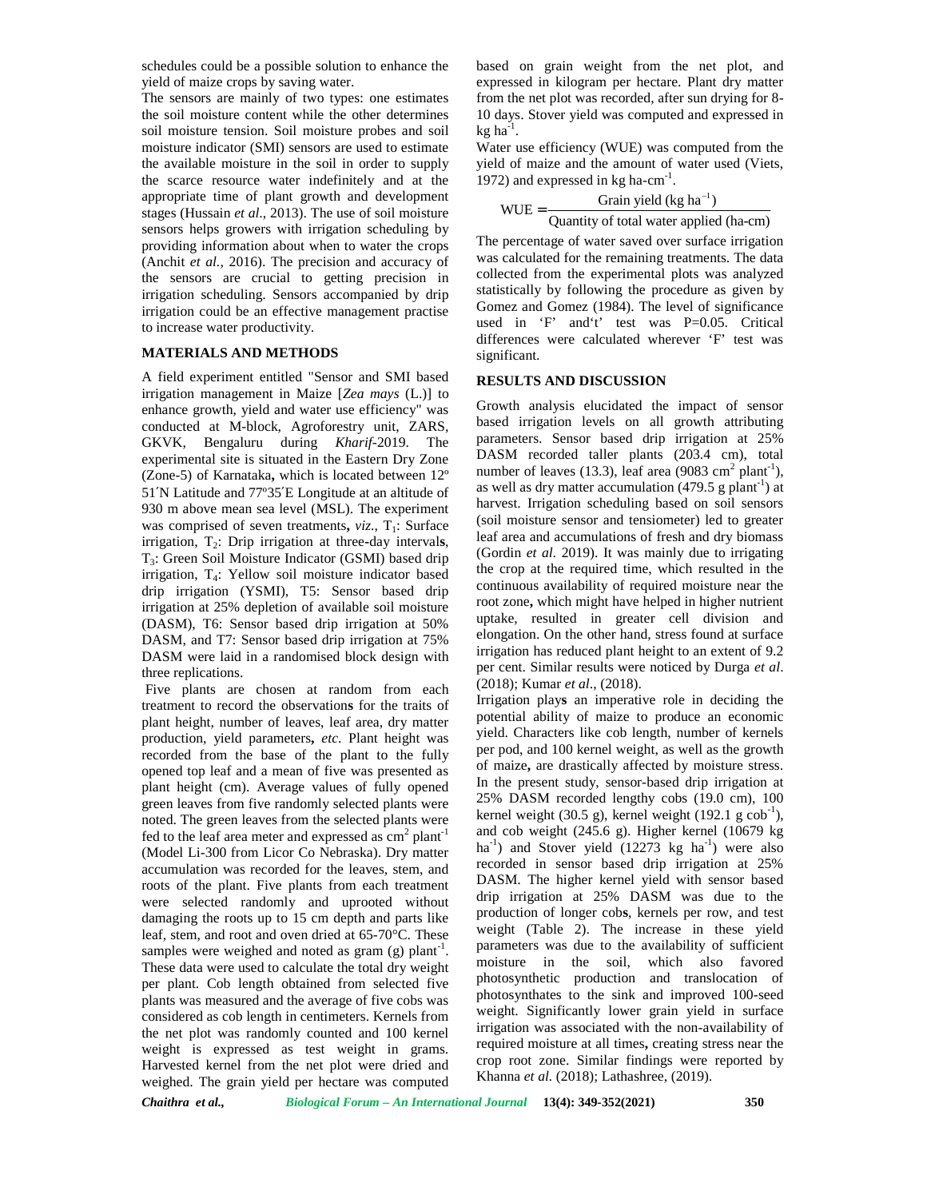schedules could be a possible solution to enhance the yield of maize crops by saving water.

The sensors are mainly of two types: one estimates the soil moisture content while the other determines soil moisture tension. Soil moisture probes and soil moisture indicator (SMI) sensors are used to estimate the available moisture in the soil in order to supply the scarce resource water indefinitely and at the appropriate time of plant growth and development stages (Hussain *et al*., 2013). The use of soil moisture sensors helps growers with irrigation scheduling by providing information about when to water the crops (Anchit *et al.*, 2016). The precision and accuracy of the sensors are crucial to getting precision in irrigation scheduling. Sensors accompanied by drip irrigation could be an effective management practise to increase water productivity.

## MATERIALS AND METHODS

A field experiment entitled "Sensor and SMI based irrigation management in Maize [*Zea mays* (L.)] to enhance growth, yield and water use efficiency" was conducted at M-block, Agroforestry unit, ZARS, GKVK, Bengaluru during *Kharif*-2019. The experimental site is situated in the Eastern Dry Zone (Zone-5) of Karnataka**,** which is located between 12º 51´N Latitude and 77º35´E Longitude at an altitude of 930 m above mean sea level (MSL). The experiment was comprised of seven treatments**,** *viz*., $T_1$: Surface irrigation, $T_2$: Drip irrigation at three-day interval**s**, $T_3$: Green Soil Moisture Indicator (GSMI) based drip irrigation, $T_4$: Yellow soil moisture indicator based drip irrigation (YSMI), T5: Sensor based drip irrigation at 25% depletion of available soil moisture (DASM), T6: Sensor based drip irrigation at 50% DASM, and T7: Sensor based drip irrigation at 75% DASM were laid in a randomised block design with three replications.

Five plants are chosen at random from each treatment to record the observation**s** for the traits of plant height, number of leaves, leaf area, dry matter production, yield parameters**,** *etc*. Plant height was recorded from the base of the plant to the fully opened top leaf and a mean of five was presented as plant height (cm). Average values of fully opened green leaves from five randomly selected plants were noted. The green leaves from the selected plants were fed to the leaf area meter and expressed as $cm^2$ $plant^{-1}$ (Model Li-300 from Licor Co Nebraska). Dry matter accumulation was recorded for the leaves, stem, and roots of the plant. Five plants from each treatment were selected randomly and uprooted without damaging the roots up to 15 cm depth and parts like leaf, stem, and root and oven dried at 65-70°C. These samples were weighed and noted as gram (g) $plant^{-1}$. These data were used to calculate the total dry weight per plant. Cob length obtained from selected five plants was measured and the average of five cobs was considered as cob length in centimeters. Kernels from the net plot was randomly counted and 100 kernel weight is expressed as test weight in grams. Harvested kernel from the net plot were dried and weighed. The grain yield per hectare was computed based on grain weight from the net plot, and expressed in kilogram per hectare. Plant dry matter from the net plot was recorded, after sun drying for 8-10 days. Stover yield was computed and expressed in kg $ha^{-1}$.

Water use efficiency (WUE) was computed from the yield of maize and the amount of water used (Viets, 1972) and expressed in kg ha-$cm^{-1}$.

$$\text{WUE} = \frac{\text{Grain yield (kg ha}^{-1}\text{)}}{\text{Quantity of total water applied (ha-cm)}}$$

The percentage of water saved over surface irrigation was calculated for the remaining treatments. The data collected from the experimental plots was analyzed statistically by following the procedure as given by Gomez and Gomez (1984). The level of significance used in 'F' and't' test was P=0.05. Critical differences were calculated wherever 'F' test was significant.

## RESULTS AND DISCUSSION

Growth analysis elucidated the impact of sensor based irrigation levels on all growth attributing parameters. Sensor based drip irrigation at 25% DASM recorded taller plants (203.4 cm), total number of leaves (13.3), leaf area (9083 $cm^2$ $plant^{-1}$), as well as dry matter accumulation (479.5 g $plant^{-1}$) at harvest. Irrigation scheduling based on soil sensors (soil moisture sensor and tensiometer) led to greater leaf area and accumulations of fresh and dry biomass (Gordin *et al*. 2019). It was mainly due to irrigating the crop at the required time, which resulted in the continuous availability of required moisture near the root zone**,** which might have helped in higher nutrient uptake, resulted in greater cell division and elongation. On the other hand, stress found at surface irrigation has reduced plant height to an extent of 9.2 per cent. Similar results were noticed by Durga *et al*. (2018); Kumar *et al*., (2018).

Irrigation play**s** an imperative role in deciding the potential ability of maize to produce an economic yield. Characters like cob length, number of kernels per pod, and 100 kernel weight, as well as the growth of maize**,** are drastically affected by moisture stress. In the present study, sensor-based drip irrigation at 25% DASM recorded lengthy cobs (19.0 cm), 100 kernel weight (30.5 g), kernel weight (192.1 g $cob^{-1}$), and cob weight (245.6 g). Higher kernel (10679 kg $ha^{-1}$) and Stover yield (12273 kg $ha^{-1}$) were also recorded in sensor based drip irrigation at 25% DASM. The higher kernel yield with sensor based drip irrigation at 25% DASM was due to the production of longer cob**s**, kernels per row, and test weight (Table 2). The increase in these yield parameters was due to the availability of sufficient moisture in the soil, which also favored photosynthetic production and translocation of photosynthates to the sink and improved 100-seed weight. Significantly lower grain yield in surface irrigation was associated with the non-availability of required moisture at all times**,** creating stress near the crop root zone. Similar findings were reported by Khanna *et al.* (2018); Lathashree, (2019).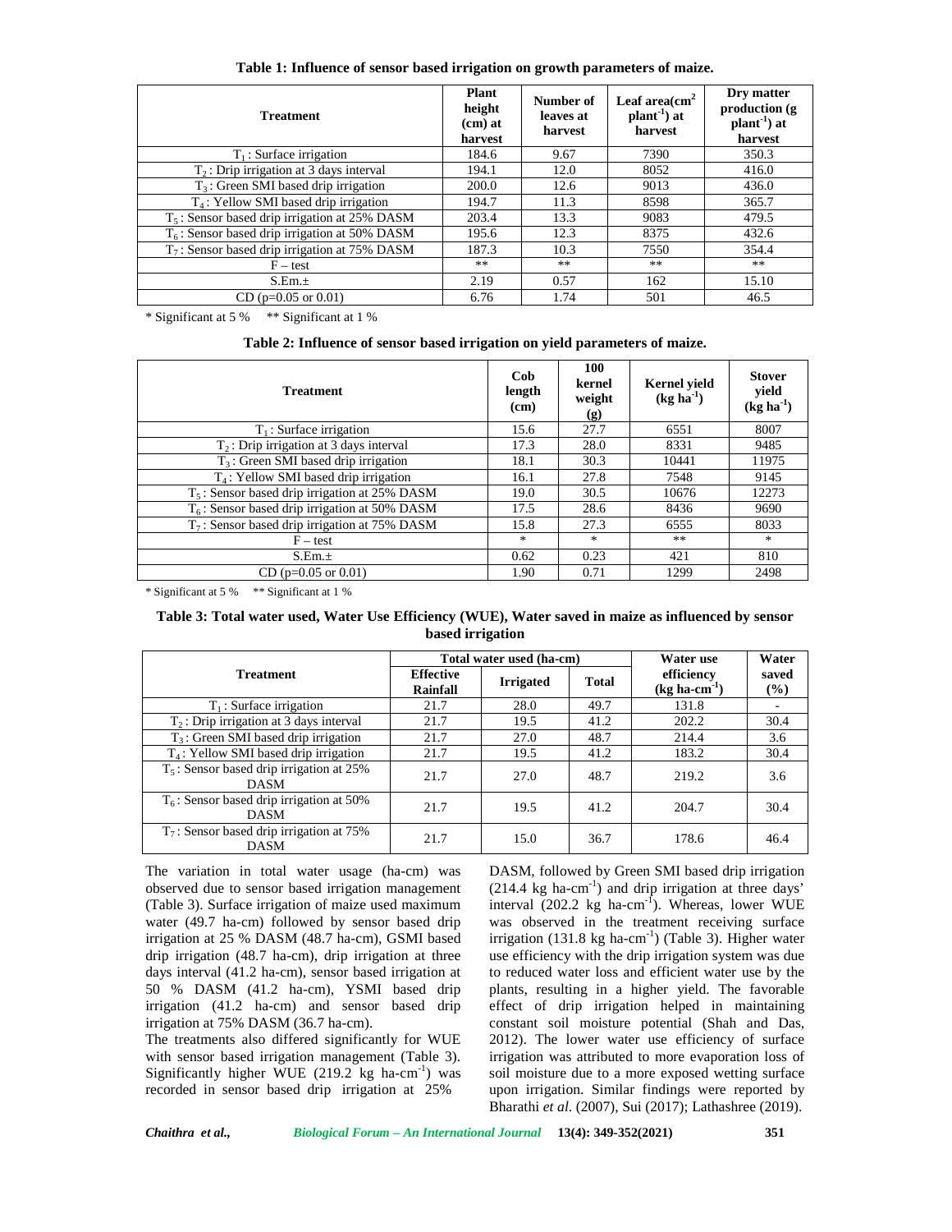**Table 1: Influence of sensor based irrigation on growth parameters of maize.**

| Treatment | Plant height (cm) at harvest | Number of leaves at harvest | Leaf area($cm^2$ $plant^{-1}$) at harvest | Dry matter production (g $plant^{-1}$) at harvest |
|---|---|---|---|---|
| $T_1$ : Surface irrigation | 184.6 | 9.67 | 7390 | 350.3 |
| $T_2$ : Drip irrigation at 3 days interval | 194.1 | 12.0 | 8052 | 416.0 |
| $T_3$ : Green SMI based drip irrigation | 200.0 | 12.6 | 9013 | 436.0 |
| $T_4$ : Yellow SMI based drip irrigation | 194.7 | 11.3 | 8598 | 365.7 |
| $T_5$ : Sensor based drip irrigation at 25% DASM | 203.4 | 13.3 | 9083 | 479.5 |
| $T_6$ : Sensor based drip irrigation at 50% DASM | 195.6 | 12.3 | 8375 | 432.6 |
| $T_7$ : Sensor based drip irrigation at 75% DASM | 187.3 | 10.3 | 7550 | 354.4 |
| F – test | ** | ** | ** | ** |
| S.Em.± | 2.19 | 0.57 | 162 | 15.10 |
| CD (p=0.05 or 0.01) | 6.76 | 1.74 | 501 | 46.5 |

\* Significant at 5 % ** Significant at 1 %

**Table 2: Influence of sensor based irrigation on yield parameters of maize.**

| Treatment | Cob length (cm) | 100 kernel weight (g) | Kernel yield (kg $ha^{-1}$) | Stover yield (kg $ha^{-1}$) |
|---|---|---|---|---|
| $T_1$ : Surface irrigation | 15.6 | 27.7 | 6551 | 8007 |
| $T_2$ : Drip irrigation at 3 days interval | 17.3 | 28.0 | 8331 | 9485 |
| $T_3$ : Green SMI based drip irrigation | 18.1 | 30.3 | 10441 | 11975 |
| $T_4$ : Yellow SMI based drip irrigation | 16.1 | 27.8 | 7548 | 9145 |
| $T_5$ : Sensor based drip irrigation at 25% DASM | 19.0 | 30.5 | 10676 | 12273 |
| $T_6$ : Sensor based drip irrigation at 50% DASM | 17.5 | 28.6 | 8436 | 9690 |
| $T_7$ : Sensor based drip irrigation at 75% DASM | 15.8 | 27.3 | 6555 | 8033 |
| F – test | * | * | ** | * |
| S.Em.± | 0.62 | 0.23 | 421 | 810 |
| CD (p=0.05 or 0.01) | 1.90 | 0.71 | 1299 | 2498 |

\* Significant at 5 % ** Significant at 1 %

**Table 3: Total water used, Water Use Efficiency (WUE), Water saved in maize as influenced by sensor based irrigation**

| Treatment | Total water used (ha-cm) | | | Water use efficiency (kg ha-$cm^{-1}$) | Water saved (%) |
|---|---|---|---|---|---|
| | Effective Rainfall | Irrigated | Total | | |
| $T_1$ : Surface irrigation | 21.7 | 28.0 | 49.7 | 131.8 | - |
| $T_2$ : Drip irrigation at 3 days interval | 21.7 | 19.5 | 41.2 | 202.2 | 30.4 |
| $T_3$ : Green SMI based drip irrigation | 21.7 | 27.0 | 48.7 | 214.4 | 3.6 |
| $T_4$ : Yellow SMI based drip irrigation | 21.7 | 19.5 | 41.2 | 183.2 | 30.4 |
| $T_5$ : Sensor based drip irrigation at 25% DASM | 21.7 | 27.0 | 48.7 | 219.2 | 3.6 |
| $T_6$ : Sensor based drip irrigation at 50% DASM | 21.7 | 19.5 | 41.2 | 204.7 | 30.4 |
| $T_7$ : Sensor based drip irrigation at 75% DASM | 21.7 | 15.0 | 36.7 | 178.6 | 46.4 |

The variation in total water usage (ha-cm) was observed due to sensor based irrigation management (Table 3). Surface irrigation of maize used maximum water (49.7 ha-cm) followed by sensor based drip irrigation at 25 % DASM (48.7 ha-cm), GSMI based drip irrigation (48.7 ha-cm), drip irrigation at three days interval (41.2 ha-cm), sensor based irrigation at 50 % DASM (41.2 ha-cm), YSMI based drip irrigation (41.2 ha-cm) and sensor based drip irrigation at 75% DASM (36.7 ha-cm).

The treatments also differed significantly for WUE with sensor based irrigation management (Table 3). Significantly higher WUE (219.2 kg ha-$cm^{-1}$) was recorded in sensor based drip irrigation at 25% DASM, followed by Green SMI based drip irrigation (214.4 kg ha-$cm^{-1}$) and drip irrigation at three days' interval (202.2 kg ha-$cm^{-1}$). Whereas, lower WUE was observed in the treatment receiving surface irrigation (131.8 kg ha-$cm^{-1}$) (Table 3). Higher water use efficiency with the drip irrigation system was due to reduced water loss and efficient water use by the plants, resulting in a higher yield. The favorable effect of drip irrigation helped in maintaining constant soil moisture potential (Shah and Das, 2012). The lower water use efficiency of surface irrigation was attributed to more evaporation loss of soil moisture due to a more exposed wetting surface upon irrigation. Similar findings were reported by Bharathi *et al*. (2007), Sui (2017); Lathashree (2019).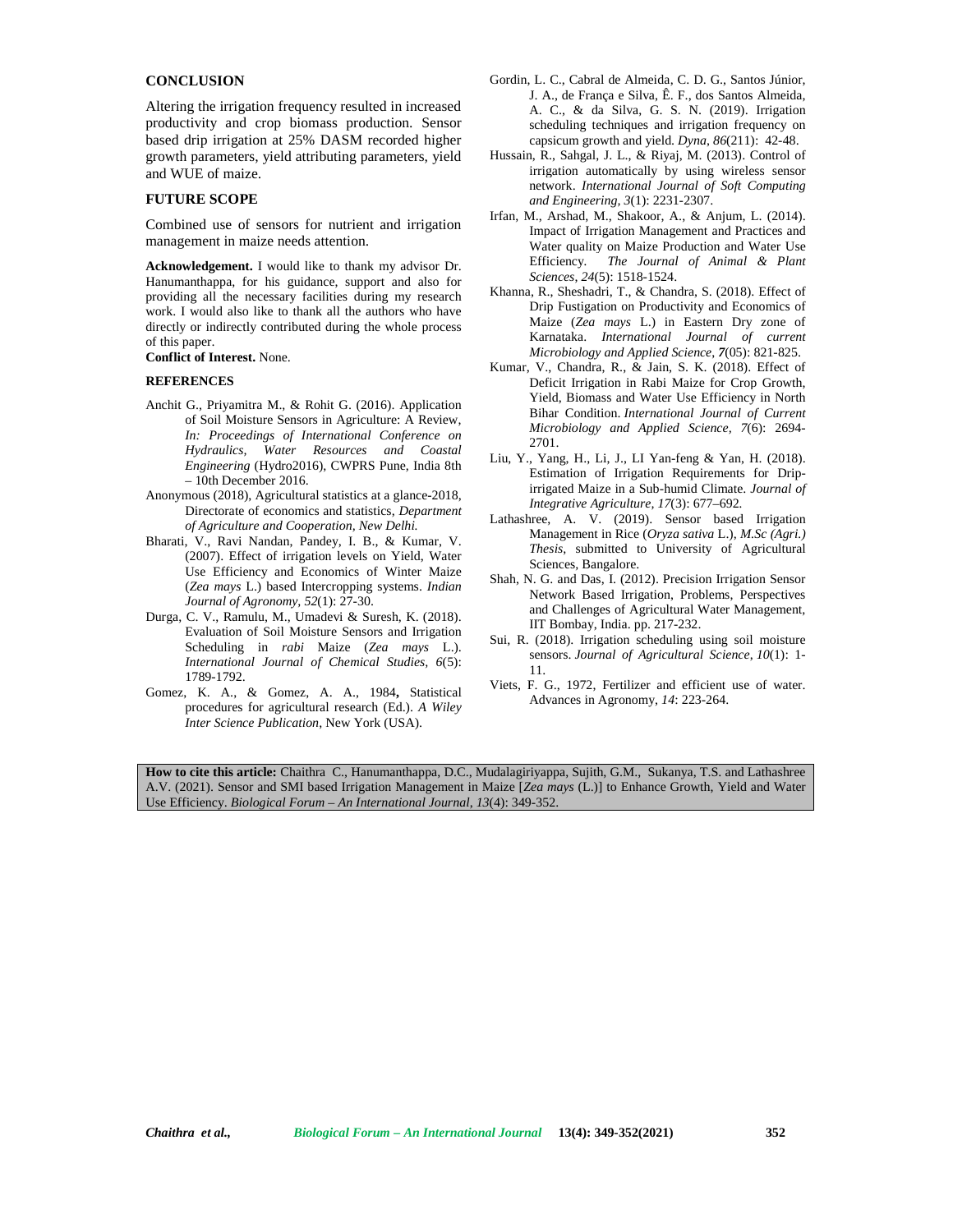## CONCLUSION

Altering the irrigation frequency resulted in increased productivity and crop biomass production. Sensor based drip irrigation at 25% DASM recorded higher growth parameters, yield attributing parameters, yield and WUE of maize.

## FUTURE SCOPE

Combined use of sensors for nutrient and irrigation management in maize needs attention.

**Acknowledgement.** I would like to thank my advisor Dr. Hanumanthappa, for his guidance, support and also for providing all the necessary facilities during my research work. I would also like to thank all the authors who have directly or indirectly contributed during the whole process of this paper.

**Conflict of Interest.** None.

## REFERENCES

Anchit G., Priyamitra M., & Rohit G. (2016). Application of Soil Moisture Sensors in Agriculture: A Review, *In: Proceedings of International Conference on Hydraulics, Water Resources and Coastal Engineering* (Hydro2016), CWPRS Pune, India 8th – 10th December 2016.

Anonymous (2018), Agricultural statistics at a glance-2018, Directorate of economics and statistics, *Department of Agriculture and Cooperation, New Delhi.*

Bharati, V., Ravi Nandan, Pandey, I. B., & Kumar, V. (2007). Effect of irrigation levels on Yield, Water Use Efficiency and Economics of Winter Maize (*Zea mays* L.) based Intercropping systems. *Indian Journal of Agronomy, 52*(1): 27-30.

Durga, C. V., Ramulu, M., Umadevi & Suresh, K. (2018). Evaluation of Soil Moisture Sensors and Irrigation Scheduling in *rabi* Maize (*Zea mays* L.). *International Journal of Chemical Studies, 6*(5): 1789-1792.

Gomez, K. A., & Gomez, A. A., 1984**,** Statistical procedures for agricultural research (Ed.). *A Wiley Inter Science Publication*, New York (USA).

Gordin, L. C., Cabral de Almeida, C. D. G., Santos Júnior, J. A., de França e Silva, Ê. F., dos Santos Almeida, A. C., & da Silva, G. S. N. (2019). Irrigation scheduling techniques and irrigation frequency on capsicum growth and yield. *Dyna, 86*(211): 42-48.

Hussain, R., Sahgal, J. L., & Riyaj, M. (2013). Control of irrigation automatically by using wireless sensor network. *International Journal of Soft Computing and Engineering, 3*(1): 2231-2307.

Irfan, M., Arshad, M., Shakoor, A., & Anjum, L. (2014). Impact of Irrigation Management and Practices and Water quality on Maize Production and Water Use Efficiency. *The Journal of Animal & Plant Sciences, 24*(5): 1518-1524.

Khanna, R., Sheshadri, T., & Chandra, S. (2018). Effect of Drip Fustigation on Productivity and Economics of Maize (*Zea mays* L.) in Eastern Dry zone of Karnataka. *International Journal of current Microbiology and Applied Science,* ***7***(05): 821-825.

Kumar, V., Chandra, R., & Jain, S. K. (2018). Effect of Deficit Irrigation in Rabi Maize for Crop Growth, Yield, Biomass and Water Use Efficiency in North Bihar Condition. *International Journal of Current Microbiology and Applied Science, 7*(6): 2694-2701.

Liu, Y., Yang, H., Li, J., LI Yan-feng & Yan, H. (2018). Estimation of Irrigation Requirements for Drip-irrigated Maize in a Sub-humid Climate. *Journal of Integrative Agriculture, 17*(3): 677–692.

Lathashree, A. V. (2019). Sensor based Irrigation Management in Rice (*Oryza sativa* L.), *M.Sc (Agri.) Thesis*, submitted to University of Agricultural Sciences, Bangalore.

Shah, N. G. and Das, I. (2012). Precision Irrigation Sensor Network Based Irrigation, Problems, Perspectives and Challenges of Agricultural Water Management, IIT Bombay, India. pp. 217-232.

Sui, R. (2018). Irrigation scheduling using soil moisture sensors. *Journal of Agricultural Science, 10*(1): 1-11.

Viets, F. G., 1972, Fertilizer and efficient use of water. Advances in Agronomy, *14*: 223-264.

**How to cite this article:** Chaithra C., Hanumanthappa, D.C., Mudalagiriyappa, Sujith, G.M., Sukanya, T.S. and Lathashree A.V. (2021). Sensor and SMI based Irrigation Management in Maize [*Zea mays* (L.)] to Enhance Growth, Yield and Water Use Efficiency. *Biological Forum – An International Journal, 13*(4): 349-352.